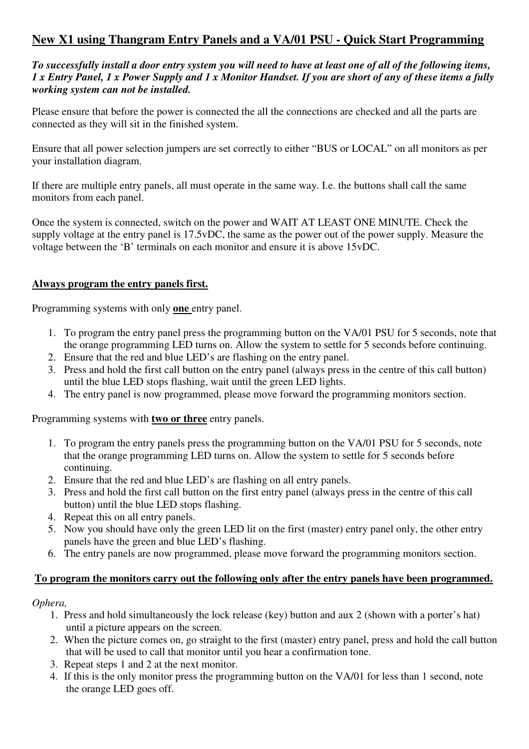# New X1 using Thangram Entry Panels and a VA/01 PSU - Quick Start Programming

***To successfully install a door entry system you will need to have at least one of all of the following items, 1 x Entry Panel, 1 x Power Supply and 1 x Monitor Handset. If you are short of any of these items a fully working system can not be installed.***

Please ensure that before the power is connected the all the connections are checked and all the parts are connected as they will sit in the finished system.

Ensure that all power selection jumpers are set correctly to either "BUS or LOCAL" on all monitors as per your installation diagram.

If there are multiple entry panels, all must operate in the same way. I.e. the buttons shall call the same monitors from each panel.

Once the system is connected, switch on the power and WAIT AT LEAST ONE MINUTE. Check the supply voltage at the entry panel is 17.5vDC, the same as the power out of the power supply. Measure the voltage between the 'B' terminals on each monitor and ensure it is above 15vDC.

**Always program the entry panels first.**

Programming systems with only **one** entry panel.

1. To program the entry panel press the programming button on the VA/01 PSU for 5 seconds, note that the orange programming LED turns on. Allow the system to settle for 5 seconds before continuing.
2. Ensure that the red and blue LED's are flashing on the entry panel.
3. Press and hold the first call button on the entry panel (always press in the centre of this call button) until the blue LED stops flashing, wait until the green LED lights.
4. The entry panel is now programmed, please move forward the programming monitors section.

Programming systems with **two or three** entry panels.

1. To program the entry panels press the programming button on the VA/01 PSU for 5 seconds, note that the orange programming LED turns on. Allow the system to settle for 5 seconds before continuing.
2. Ensure that the red and blue LED's are flashing on all entry panels.
3. Press and hold the first call button on the first entry panel (always press in the centre of this call button) until the blue LED stops flashing.
4. Repeat this on all entry panels.
5. Now you should have only the green LED lit on the first (master) entry panel only, the other entry panels have the green and blue LED's flashing.
6. The entry panels are now programmed, please move forward the programming monitors section.

**To program the monitors carry out the following only after the entry panels have been programmed.**

*Ophera,*

1. Press and hold simultaneously the lock release (key) button and aux 2 (shown with a porter's hat) until a picture appears on the screen.
2. When the picture comes on, go straight to the first (master) entry panel, press and hold the call button that will be used to call that monitor until you hear a confirmation tone.
3. Repeat steps 1 and 2 at the next monitor.
4. If this is the only monitor press the programming button on the VA/01 for less than 1 second, note the orange LED goes off.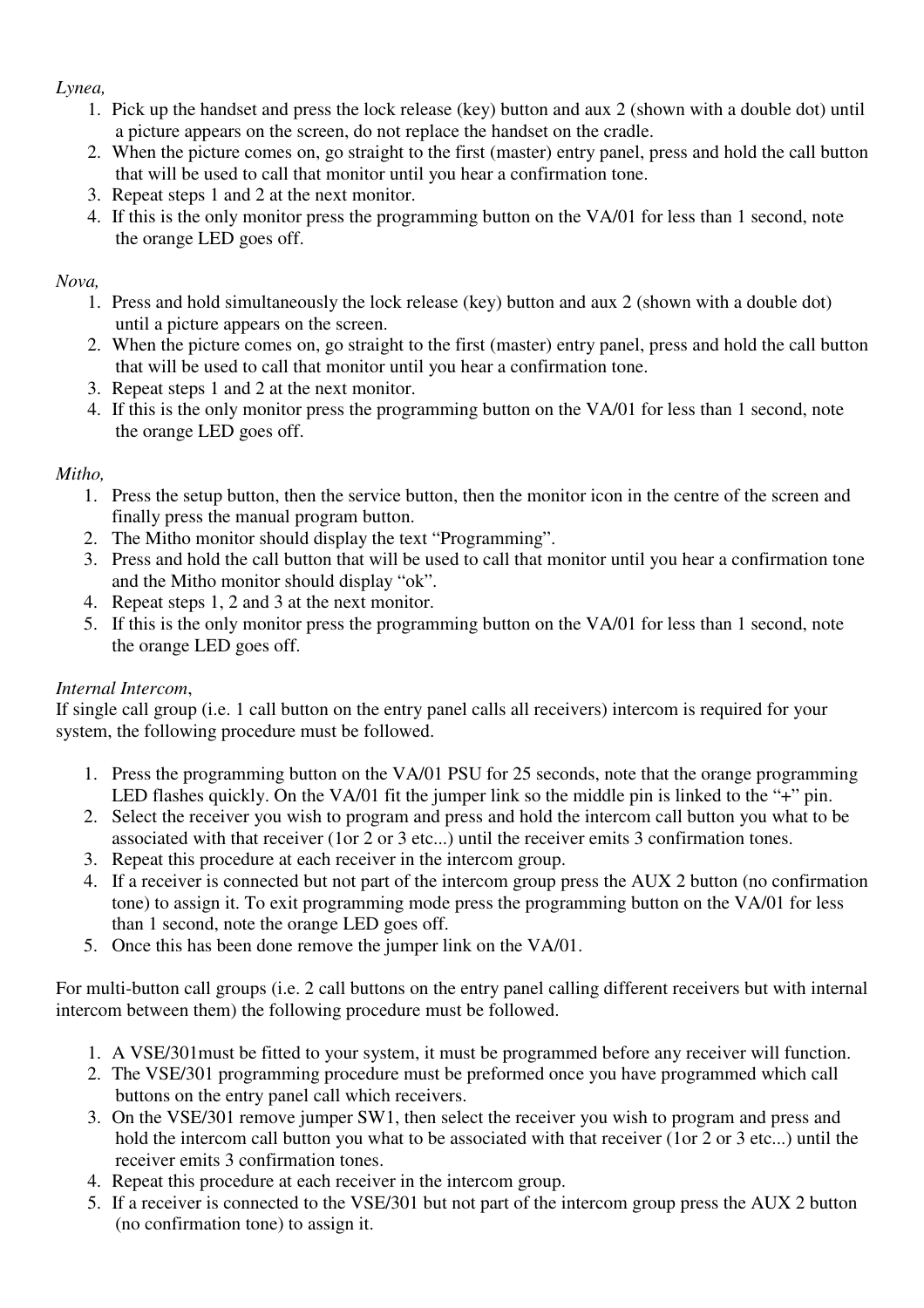*Lynea,*

1. Pick up the handset and press the lock release (key) button and aux 2 (shown with a double dot) until a picture appears on the screen, do not replace the handset on the cradle.
2. When the picture comes on, go straight to the first (master) entry panel, press and hold the call button that will be used to call that monitor until you hear a confirmation tone.
3. Repeat steps 1 and 2 at the next monitor.
4. If this is the only monitor press the programming button on the VA/01 for less than 1 second, note the orange LED goes off.

*Nova,*

1. Press and hold simultaneously the lock release (key) button and aux 2 (shown with a double dot) until a picture appears on the screen.
2. When the picture comes on, go straight to the first (master) entry panel, press and hold the call button that will be used to call that monitor until you hear a confirmation tone.
3. Repeat steps 1 and 2 at the next monitor.
4. If this is the only monitor press the programming button on the VA/01 for less than 1 second, note the orange LED goes off.

*Mitho,*

1. Press the setup button, then the service button, then the monitor icon in the centre of the screen and finally press the manual program button.
2. The Mitho monitor should display the text "Programming".
3. Press and hold the call button that will be used to call that monitor until you hear a confirmation tone and the Mitho monitor should display "ok".
4. Repeat steps 1, 2 and 3 at the next monitor.
5. If this is the only monitor press the programming button on the VA/01 for less than 1 second, note the orange LED goes off.

*Internal Intercom*,

If single call group (i.e. 1 call button on the entry panel calls all receivers) intercom is required for your system, the following procedure must be followed.

1. Press the programming button on the VA/01 PSU for 25 seconds, note that the orange programming LED flashes quickly. On the VA/01 fit the jumper link so the middle pin is linked to the "+" pin.
2. Select the receiver you wish to program and press and hold the intercom call button you what to be associated with that receiver (1or 2 or 3 etc...) until the receiver emits 3 confirmation tones.
3. Repeat this procedure at each receiver in the intercom group.
4. If a receiver is connected but not part of the intercom group press the AUX 2 button (no confirmation tone) to assign it. To exit programming mode press the programming button on the VA/01 for less than 1 second, note the orange LED goes off.
5. Once this has been done remove the jumper link on the VA/01.

For multi-button call groups (i.e. 2 call buttons on the entry panel calling different receivers but with internal intercom between them) the following procedure must be followed.

1. A VSE/301must be fitted to your system, it must be programmed before any receiver will function.
2. The VSE/301 programming procedure must be preformed once you have programmed which call buttons on the entry panel call which receivers.
3. On the VSE/301 remove jumper SW1, then select the receiver you wish to program and press and hold the intercom call button you what to be associated with that receiver (1or 2 or 3 etc...) until the receiver emits 3 confirmation tones.
4. Repeat this procedure at each receiver in the intercom group.
5. If a receiver is connected to the VSE/301 but not part of the intercom group press the AUX 2 button (no confirmation tone) to assign it.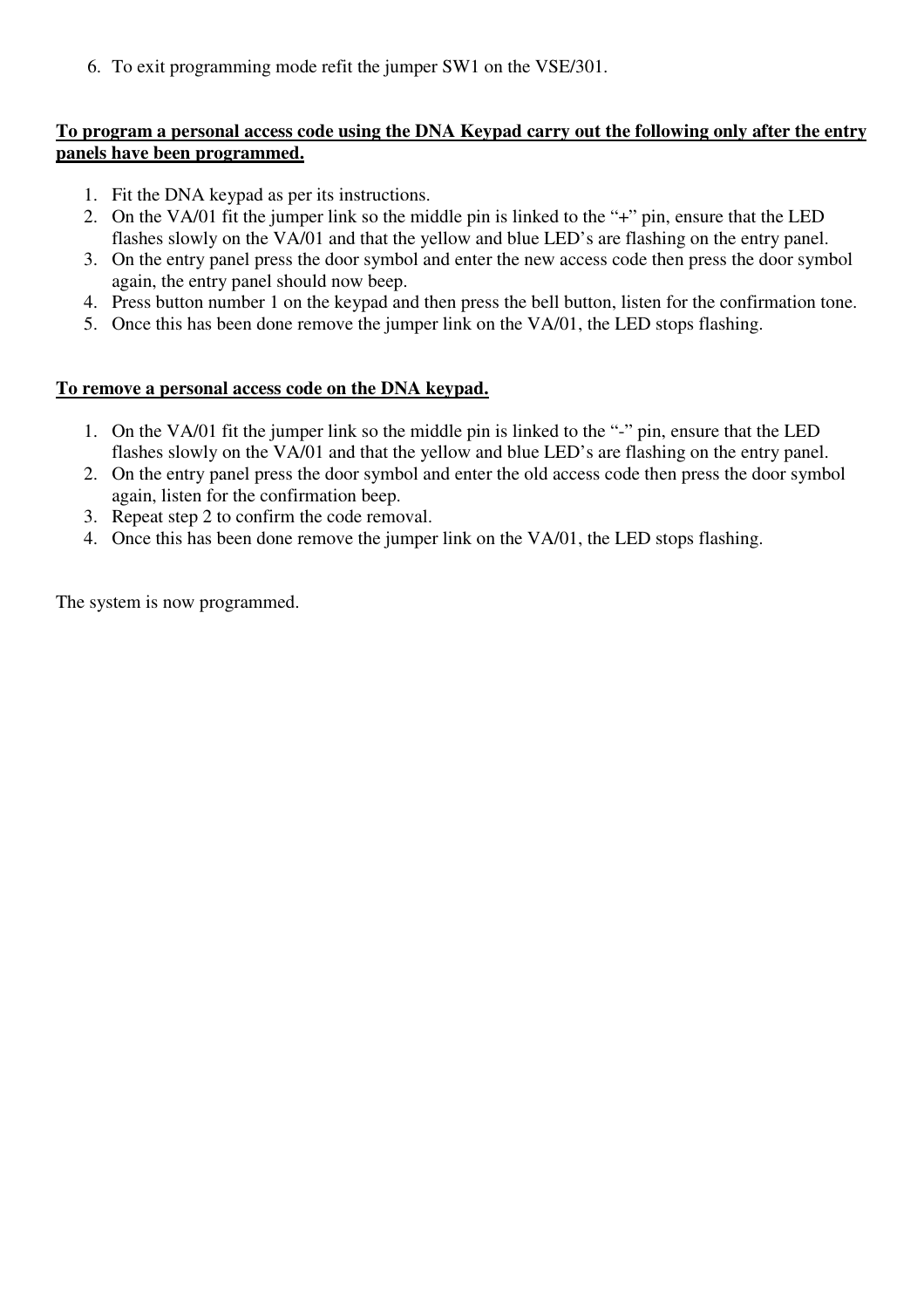6. To exit programming mode refit the jumper SW1 on the VSE/301.

**To program a personal access code using the DNA Keypad carry out the following only after the entry panels have been programmed.**

1. Fit the DNA keypad as per its instructions.
2. On the VA/01 fit the jumper link so the middle pin is linked to the "+" pin, ensure that the LED flashes slowly on the VA/01 and that the yellow and blue LED's are flashing on the entry panel.
3. On the entry panel press the door symbol and enter the new access code then press the door symbol again, the entry panel should now beep.
4. Press button number 1 on the keypad and then press the bell button, listen for the confirmation tone.
5. Once this has been done remove the jumper link on the VA/01, the LED stops flashing.

**To remove a personal access code on the DNA keypad.**

1. On the VA/01 fit the jumper link so the middle pin is linked to the "-" pin, ensure that the LED flashes slowly on the VA/01 and that the yellow and blue LED's are flashing on the entry panel.
2. On the entry panel press the door symbol and enter the old access code then press the door symbol again, listen for the confirmation beep.
3. Repeat step 2 to confirm the code removal.
4. Once this has been done remove the jumper link on the VA/01, the LED stops flashing.

The system is now programmed.